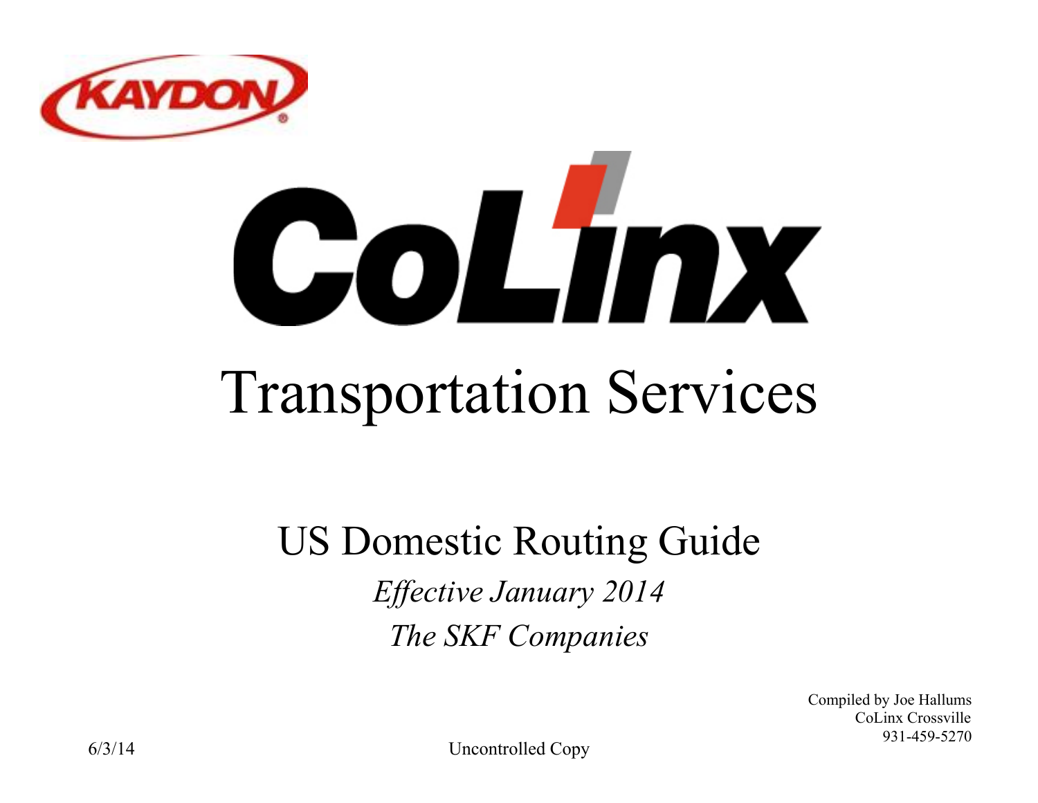KAYDON

# CoLinx

# Transportation Services

## US Domestic Routing Guide

*Effective January 2014*

*The SKF Companies*

Compiled by Joe Hallums
CoLinx Crossville
931-459-5270

6/3/14

Uncontrolled Copy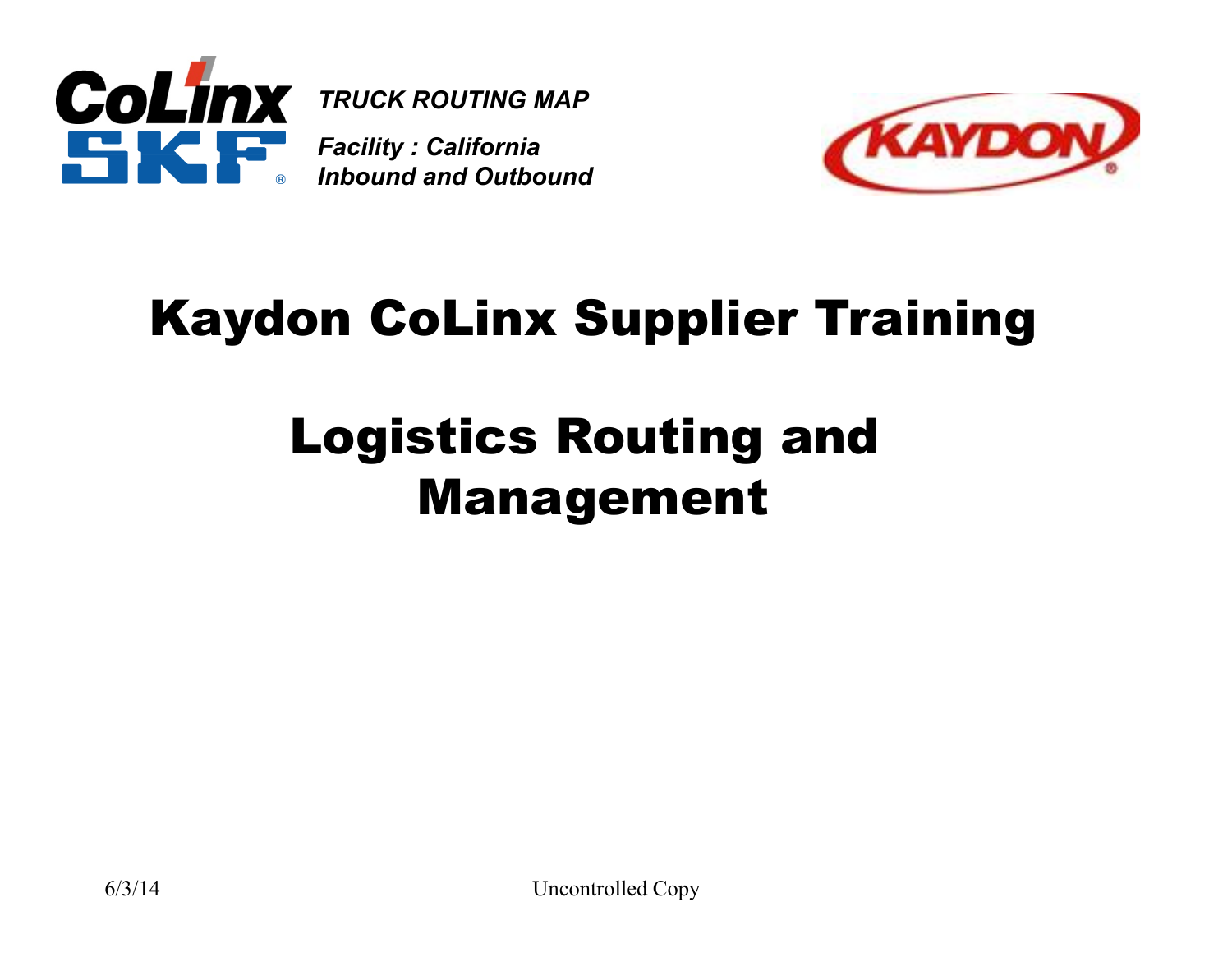*TRUCK ROUTING MAP*

*Facility : California*
*Inbound and Outbound*

# Kaydon CoLinx Supplier Training

# Logistics Routing and Management

6/3/14

Uncontrolled Copy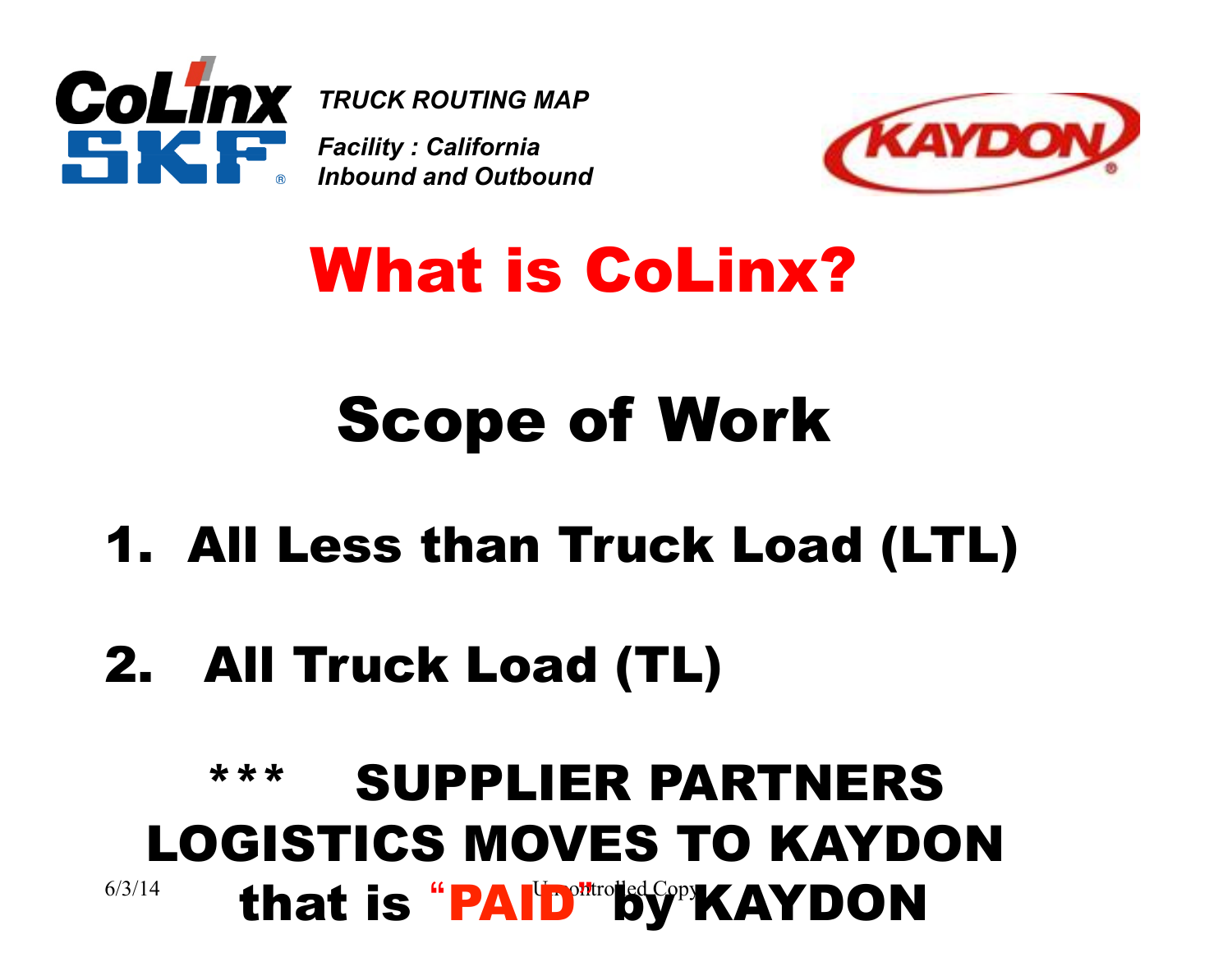*TRUCK ROUTING MAP*

*Facility : California*
*Inbound and Outbound*

# What is CoLinx?

## Scope of Work

1. **All Less than Truck Load (LTL)**

2. **All Truck Load (TL)**

**\*\*\* SUPPLIER PARTNERS LOGISTICS MOVES TO KAYDON that is "PAID" by KAYDON**

Uncontrolled Copy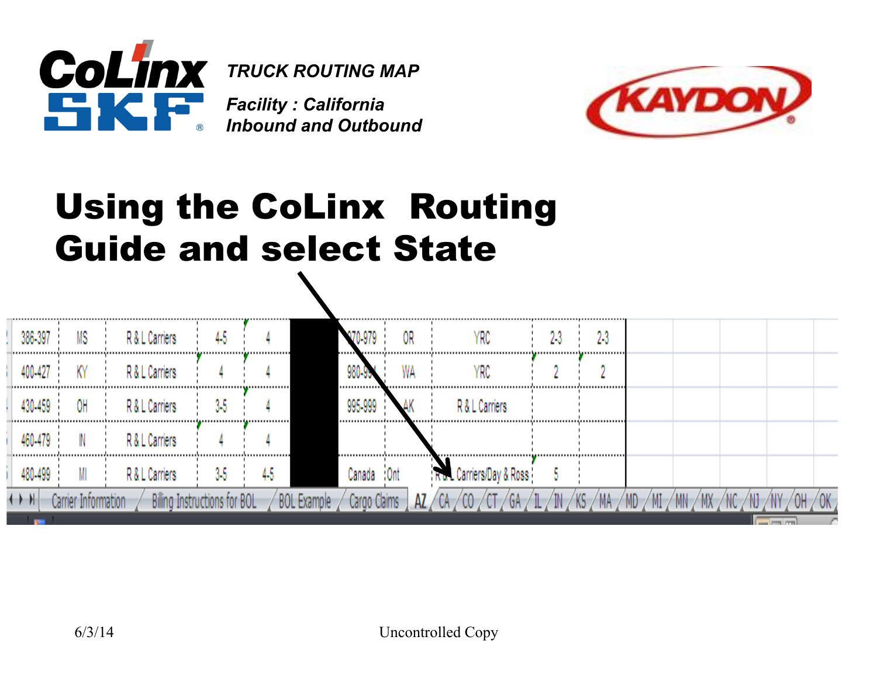TRUCK ROUTING MAP

*Facility : California*
*Inbound and Outbound*

# Using the CoLinx Routing Guide and select State

| 386-397 | MS | R & L Carriers | 4-5 | 4 | | 970-979 | OR | YRC | 2-3 | 2-3 |
|---|---|---|---|---|---|---|---|---|---|---|
| 400-427 | KY | R & L Carriers | 4 | 4 | | 980-994 | WA | YRC | 2 | 2 |
| 430-459 | OH | R & L Carriers | 3-5 | 4 | | 995-999 | AK | R & L Carriers | | |
| 460-479 | IN | R & L Carriers | 4 | 4 | | | | | | |
| 480-499 | MI | R & L Carriers | 3-5 | 4-5 | | Canada | Ont | R & L Carriers/Day & Ross | 5 | |

Carrier Information / Billing Instructions for BOL / BOL Example / Cargo Claims / AZ / CA / CO / CT / GA / IL / IN / KS / MA / MD / MI / MN / MX / NC / NJ / NY / OH / OK

6/3/14 Uncontrolled Copy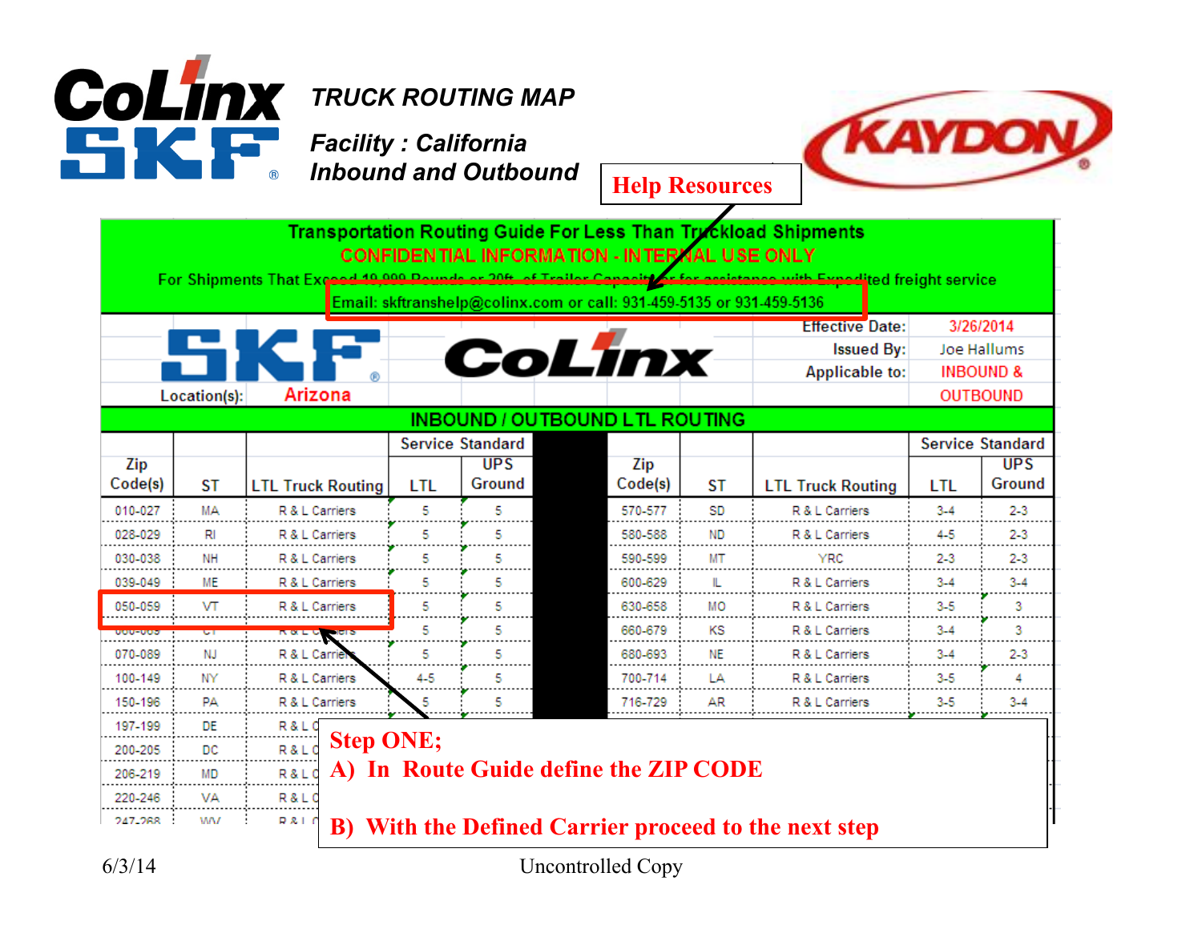# TRUCK ROUTING MAP

***Facility : California***
***Inbound and Outbound***

**Help Resources**

**Transportation Routing Guide For Less Than Truckload Shipments**

CONFIDENTIAL INFORMATION - INTERNAL USE ONLY

For Shipments That Exceed 19,999 Pounds or 20ft. of Trailer Capacity for assistance with Expedited freight service

Email: skftranshelp@colinx.com or call: 931-459-5135 or 931-459-5136

| | |
|---|---|
| Effective Date: | 3/26/2014 |
| Issued By: | Joe Hallums |
| Applicable to: | INBOUND & OUTBOUND |

Location(s): Arizona

**INBOUND / OUTBOUND LTL ROUTING**

| Zip Code(s) | ST | LTL Truck Routing | Service Standard LTL | Service Standard UPS Ground |
|---|---|---|---|---|
| 010-027 | MA | R & L Carriers | 5 | 5 |
| 028-029 | RI | R & L Carriers | 5 | 5 |
| 030-038 | NH | R & L Carriers | 5 | 5 |
| 039-049 | ME | R & L Carriers | 5 | 5 |
| 050-059 | VT | R & L Carriers | 5 | 5 |
| 060-069 | CT | R & L Carriers | 5 | 5 |
| 070-089 | NJ | R & L Carriers | 5 | 5 |
| 100-149 | NY | R & L Carriers | 4-5 | 5 |
| 150-196 | PA | R & L Carriers | 5 | 5 |
| 197-199 | DE | R & L C | | |
| 200-205 | DC | R & L C | | |
| 206-219 | MD | R & L C | | |
| 220-246 | VA | R & L C | | |
| 247-268 | WV | R & L C | | |

| Zip Code(s) | ST | LTL Truck Routing | Service Standard LTL | Service Standard UPS Ground |
|---|---|---|---|---|
| 570-577 | SD | R & L Carriers | 3-4 | 2-3 |
| 580-588 | ND | R & L Carriers | 4-5 | 2-3 |
| 590-599 | MT | YRC | 2-3 | 2-3 |
| 600-629 | IL | R & L Carriers | 3-4 | 3-4 |
| 630-658 | MO | R & L Carriers | 3-5 | 3 |
| 660-679 | KS | R & L Carriers | 3-4 | 3 |
| 680-693 | NE | R & L Carriers | 3-4 | 2-3 |
| 700-714 | LA | R & L Carriers | 3-5 | 4 |
| 716-729 | AR | R & L Carriers | 3-5 | 3-4 |

**Step ONE;**

**A) In Route Guide define the ZIP CODE**

**B) With the Defined Carrier proceed to the next step**

6/3/14

Uncontrolled Copy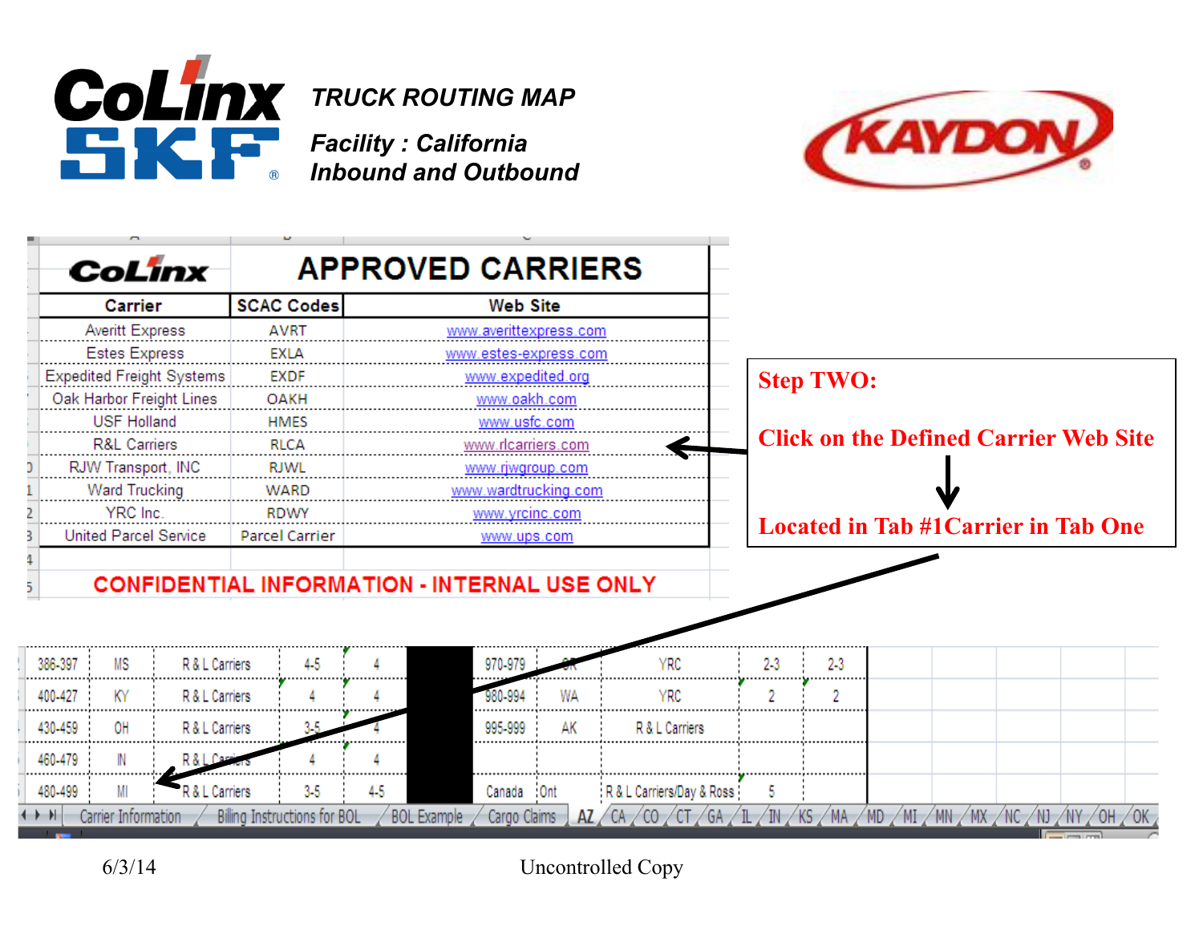**TRUCK ROUTING MAP**

***Facility : California***
***Inbound and Outbound***

## APPROVED CARRIERS

| Carrier | SCAC Codes | Web Site |
|---|---|---|
| Averitt Express | AVRT | www.averittexpress.com |
| Estes Express | EXLA | www.estes-express.com |
| Expedited Freight Systems | EXDF | www.expedited.org |
| Oak Harbor Freight Lines | OAKH | www.oakh.com |
| USF Holland | HMES | www.usfc.com |
| R&L Carriers | RLCA | www.rlcarriers.com |
| RJW Transport, INC | RJWL | www.rjwgroup.com |
| Ward Trucking | WARD | www.wardtrucking.com |
| YRC Inc. | RDWY | www.yrcinc.com |
| United Parcel Service | Parcel Carrier | www.ups.com |

**CONFIDENTIAL INFORMATION - INTERNAL USE ONLY**

**Step TWO:**

**Click on the Defined Carrier Web Site**

**Located in Tab #1Carrier in Tab One**

| | | | | | | | | | |
|---|---|---|---|---|---|---|---|---|---|
| 386-397 | MS | R & L Carriers | 4-5 | 4 | 970-979 | OR | YRC | 2-3 | 2-3 |
| 400-427 | KY | R & L Carriers | 4 | 4 | 980-994 | WA | YRC | 2 | 2 |
| 430-459 | OH | R & L Carriers | 3-5 | 4 | 995-999 | AK | R & L Carriers | | |
| 460-479 | IN | R & L Carriers | 4 | 4 | | | | | |
| 480-499 | MI | R & L Carriers | 3-5 | 4-5 | Canada | Ont | R & L Carriers/Day & Ross | 5 | |

Carrier Information / Billing Instructions for BOL / BOL Example / Cargo Claims / AZ / CA / CO / CT / GA / IL / IN / KS / MA / MD / MI / MN / MX / NC / NJ / NY / OH / OK

6/3/14 Uncontrolled Copy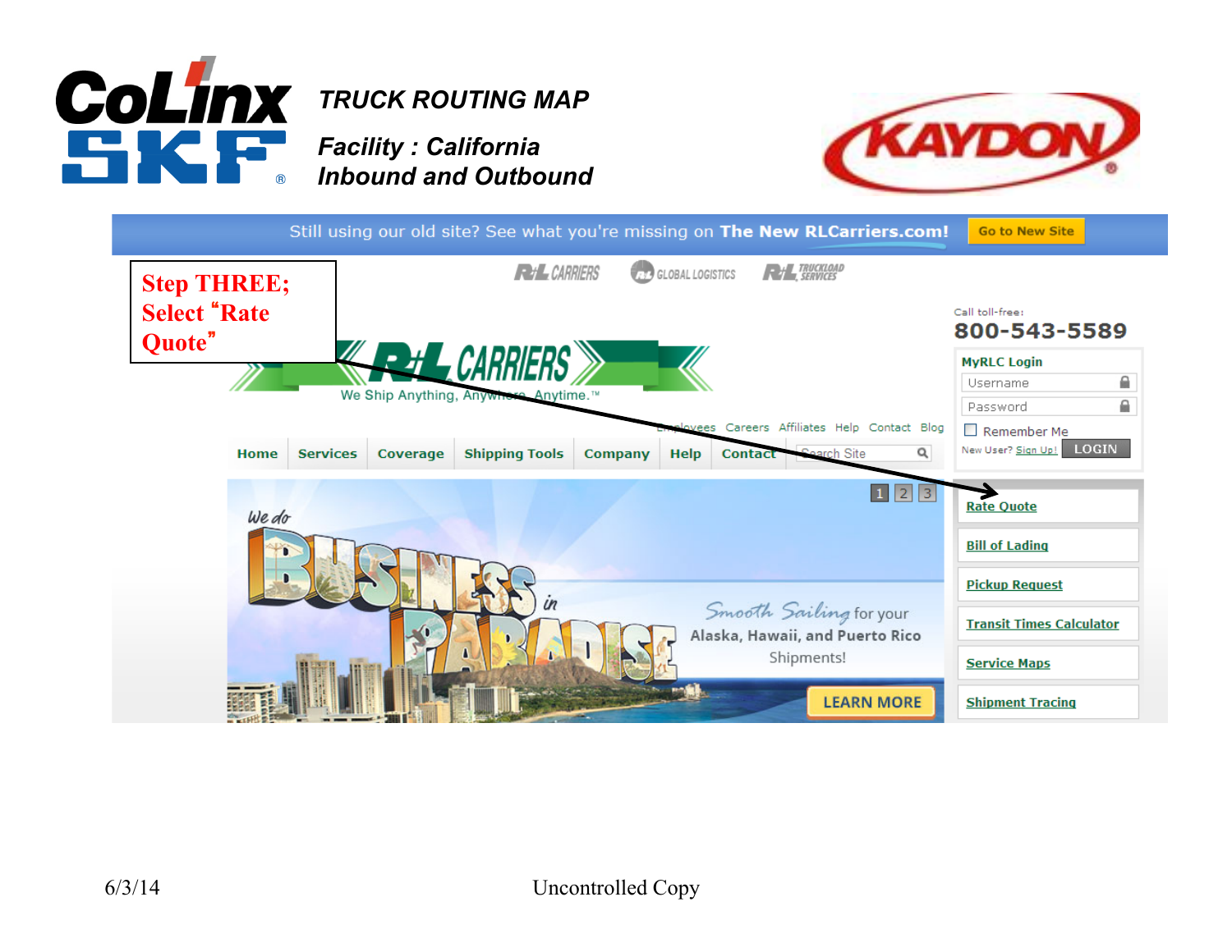# TRUCK ROUTING MAP

***Facility : California***
***Inbound and Outbound***

**Step THREE; Select "Rate Quote"**

Still using our old site? See what you're missing on **The New RLCarriers.com!** Go to New Site

R+L CARRIERS | GLOBAL LOGISTICS | R+L TRUCKLOAD SERVICES

R+L CARRIERS
We Ship Anything, Anywhere, Anytime.™

Employees Careers Affiliates Help Contact Blog

Home | Services | Coverage | Shipping Tools | Company | Help | Contact | Search Site

Call toll-free:
**800-543-5589**

MyRLC Login
Username
Password
Remember Me
New User? Sign Up! LOGIN

We do BUSINESS in PARADISE

Smooth Sailing for your Alaska, Hawaii, and Puerto Rico Shipments!

LEARN MORE

- Rate Quote
- Bill of Lading
- Pickup Request
- Transit Times Calculator
- Service Maps
- Shipment Tracing

6/3/14 Uncontrolled Copy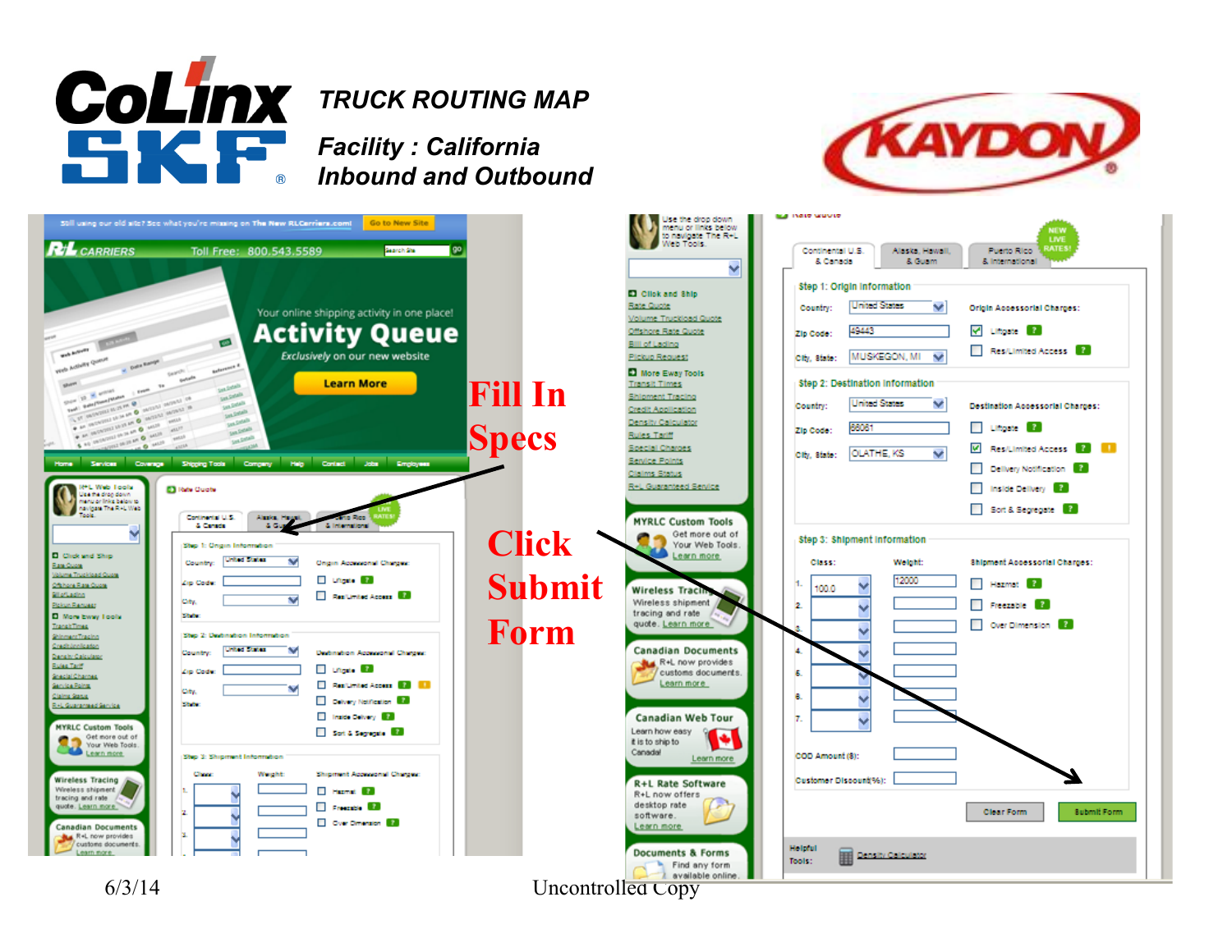# TRUCK ROUTING MAP

***Facility : California***
***Inbound and Outbound***

**Fill In Specs**

**Click Submit Form**

6/3/14

Uncontrolled Copy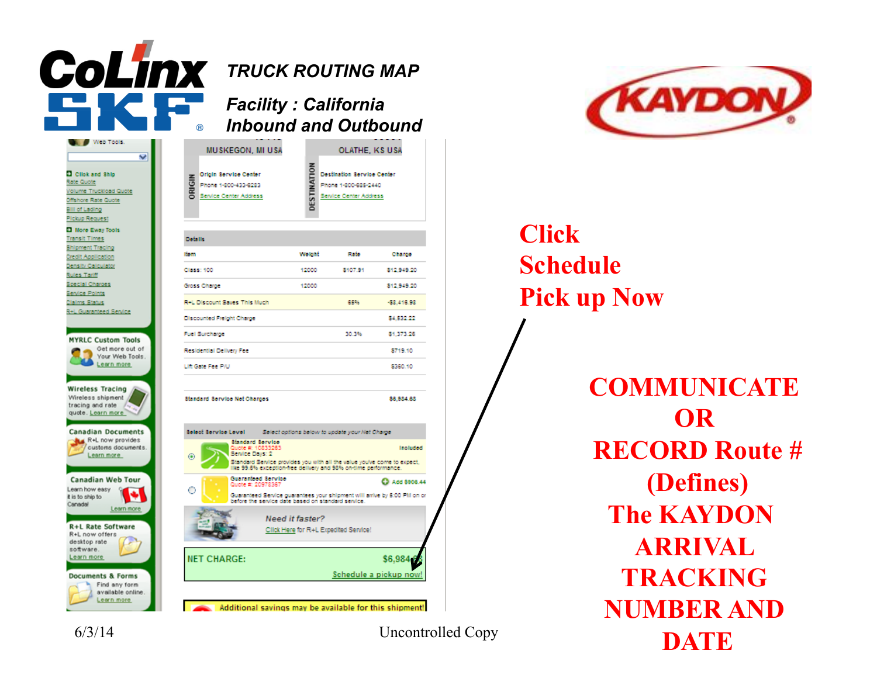# TRUCK ROUTING MAP

***Facility : California***
***Inbound and Outbound***

Web Tools

**Click and Ship**
- Rate Quote
- Volume Truckload Quote
- Offshore Rate Quote
- Bill of Lading
- Pickup Request

**More Eway Tools**
- Transit Times
- Shipment Tracing
- Credit Application
- Density Calculator
- Rules Tariff
- Special Charges
- Service Points
- Claims Status
- R+L Guaranteed Service

**MYRLC Custom Tools**
Get more out of Your Web Tools. Learn more

**Wireless Tracing**
Wireless shipment tracing and rate quote. Learn more

**Canadian Documents**
R+L now provides customs documents. Learn more

**Canadian Web Tour**
Learn how easy it is to ship to Canada! Learn more

**R+L Rate Software**
R+L now offers desktop rate software. Learn more

**Documents & Forms**
Find any form available online. Learn more

| ORIGIN | DESTINATION |
|---|---|
| MUSKEGON, MI USA | OLATHE, KS USA |
| Origin Service Center | Destination Service Center |
| Phone 1-800-433-6283 | Phone 1-800-685-2440 |
| Service Center Address | Service Center Address |

**Details**

| Item | Weight | Rate | Charge |
|---|---|---|---|
| Class: 100 | 12000 | $107.91 | $12,949.20 |
| Gross Charge | 12000 | | $12,949.20 |
| R+L Discount Saves This Much | | 65% | -$8,416.98 |
| Discounted Freight Charge | | | $4,532.22 |
| Fuel Surcharge | | 30.3% | $1,373.26 |
| Residential Delivery Fee | | | $719.10 |
| Lift Gate Fee P/U | | | $360.10 |
| Standard Service Net Charges | | | $6,984.68 |

**Select Service Level** — *Select options below to update your Net Charge*

- **Standard Service** — Quote #: 10833063 — Service Days: 2 — Included
  Standard Service provides you with all the value you've come to expect, like 99.6% exception-free delivery and 98% on-time performance.
- **Guaranteed Service** — Quote #: 20978367 — Add $906.44
  Guaranteed Service guarantees your shipment will arrive by 5:00 PM on or before the service date based on standard service.

*Need it faster?*
Click Here for R+L Expedited Service!

**NET CHARGE: $6,984.68**
Schedule a pickup now!

Additional savings may be available for this shipment!

# Click Schedule Pick up Now

# COMMUNICATE OR RECORD Route # (Defines) The KAYDON ARRIVAL TRACKING NUMBER AND DATE

6/3/14

Uncontrolled Copy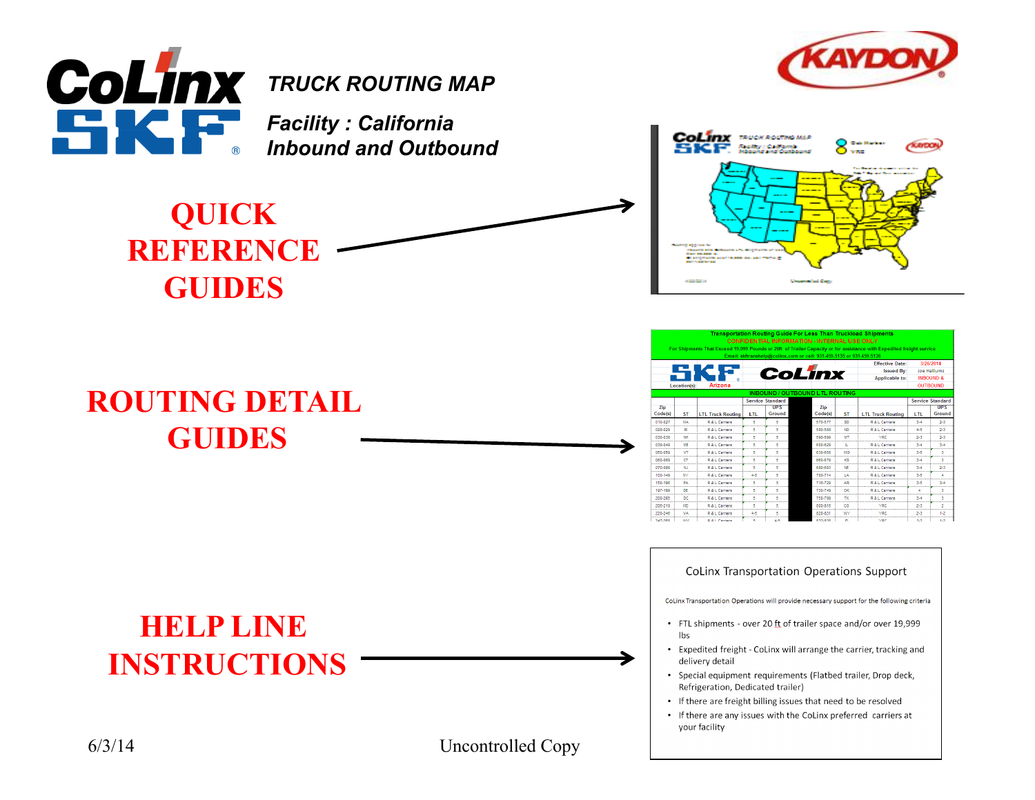# TRUCK ROUTING MAP

***Facility : California***
***Inbound and Outbound***

**QUICK REFERENCE GUIDES**

**ROUTING DETAIL GUIDES**

**HELP LINE INSTRUCTIONS**

CoLinx Transportation Operations Support

CoLinx Transportation Operations will provide necessary support for the following criteria

- FTL shipments - over 20 ft of trailer space and/or over 19,999 lbs
- Expedited freight - CoLinx will arrange the carrier, tracking and delivery detail
- Special equipment requirements (Flatbed trailer, Drop deck, Refrigeration, Dedicated trailer)
- If there are freight billing issues that need to be resolved
- If there are any issues with the CoLinx preferred carriers at your facility

6/3/14

Uncontrolled Copy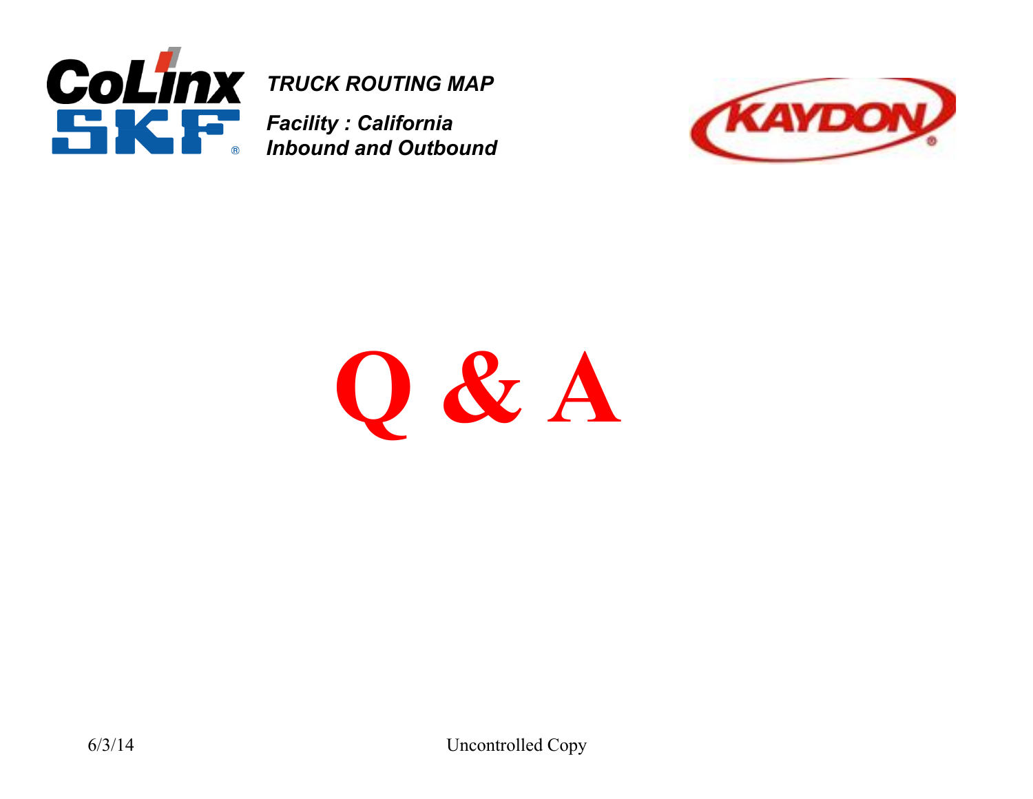*TRUCK ROUTING MAP*

*Facility : California*
*Inbound and Outbound*

# Q & A

6/3/14

Uncontrolled Copy